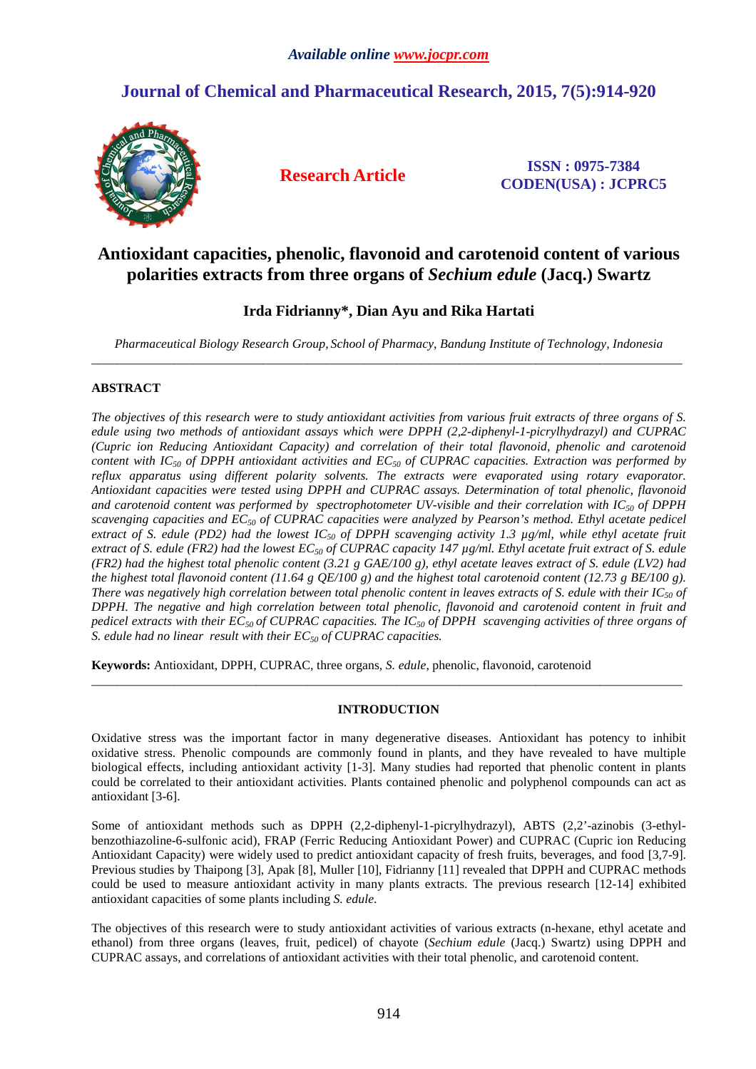# Antioxidant capacities, phenolic, flavonoid and carotenoid content of various polarities extracts from three organs of *Sechium edule* (Jacq.) Swartz

**Irda Fidrianny\*, Dian Ayu and Rika Hartati**

*Pharmaceutical Biology Research Group, School of Pharmacy, Bandung Institute of Technology, Indonesia*

---

## ABSTRACT

*The objectives of this research were to study antioxidant activities from various fruit extracts of three organs of S. edule using two methods of antioxidant assays which were DPPH (2,2-diphenyl-1-picrylhydrazyl) and CUPRAC (Cupric ion Reducing Antioxidant Capacity) and correlation of their total flavonoid, phenolic and carotenoid content with $IC_{50}$ of DPPH antioxidant activities and $EC_{50}$ of CUPRAC capacities. Extraction was performed by reflux apparatus using different polarity solvents. The extracts were evaporated using rotary evaporator. Antioxidant capacities were tested using DPPH and CUPRAC assays. Determination of total phenolic, flavonoid and carotenoid content was performed by spectrophotometer UV-visible and their correlation with $IC_{50}$ of DPPH scavenging capacities and $EC_{50}$ of CUPRAC capacities were analyzed by Pearson's method. Ethyl acetate pedicel extract of S. edule (PD2) had the lowest $IC_{50}$ of DPPH scavenging activity 1.3 µg/ml, while ethyl acetate fruit extract of S. edule (FR2) had the lowest $EC_{50}$ of CUPRAC capacity 147 µg/ml. Ethyl acetate fruit extract of S. edule (FR2) had the highest total phenolic content (3.21 g GAE/100 g), ethyl acetate leaves extract of S. edule (LV2) had the highest total flavonoid content (11.64 g QE/100 g) and the highest total carotenoid content (12.73 g BE/100 g). There was negatively high correlation between total phenolic content in leaves extracts of S. edule with their $IC_{50}$ of DPPH. The negative and high correlation between total phenolic, flavonoid and carotenoid content in fruit and pedicel extracts with their $EC_{50}$ of CUPRAC capacities. The $IC_{50}$ of DPPH scavenging activities of three organs of S. edule had no linear result with their $EC_{50}$ of CUPRAC capacities.*

**Keywords:** Antioxidant, DPPH, CUPRAC, three organs, *S. edule*, phenolic, flavonoid, carotenoid

---

## INTRODUCTION

Oxidative stress was the important factor in many degenerative diseases. Antioxidant has potency to inhibit oxidative stress. Phenolic compounds are commonly found in plants, and they have revealed to have multiple biological effects, including antioxidant activity [1-3]. Many studies had reported that phenolic content in plants could be correlated to their antioxidant activities. Plants contained phenolic and polyphenol compounds can act as antioxidant [3-6].

Some of antioxidant methods such as DPPH (2,2-diphenyl-1-picrylhydrazyl), ABTS (2,2'-azinobis (3-ethyl-benzothiazoline-6-sulfonic acid), FRAP (Ferric Reducing Antioxidant Power) and CUPRAC (Cupric ion Reducing Antioxidant Capacity) were widely used to predict antioxidant capacity of fresh fruits, beverages, and food [3,7-9]. Previous studies by Thaipong [3], Apak [8], Muller [10], Fidrianny [11] revealed that DPPH and CUPRAC methods could be used to measure antioxidant activity in many plants extracts. The previous research [12-14] exhibited antioxidant capacities of some plants including *S. edule*.

The objectives of this research were to study antioxidant activities of various extracts (n-hexane, ethyl acetate and ethanol) from three organs (leaves, fruit, pedicel) of chayote (*Sechium edule* (Jacq.) Swartz) using DPPH and CUPRAC assays, and correlations of antioxidant activities with their total phenolic, and carotenoid content.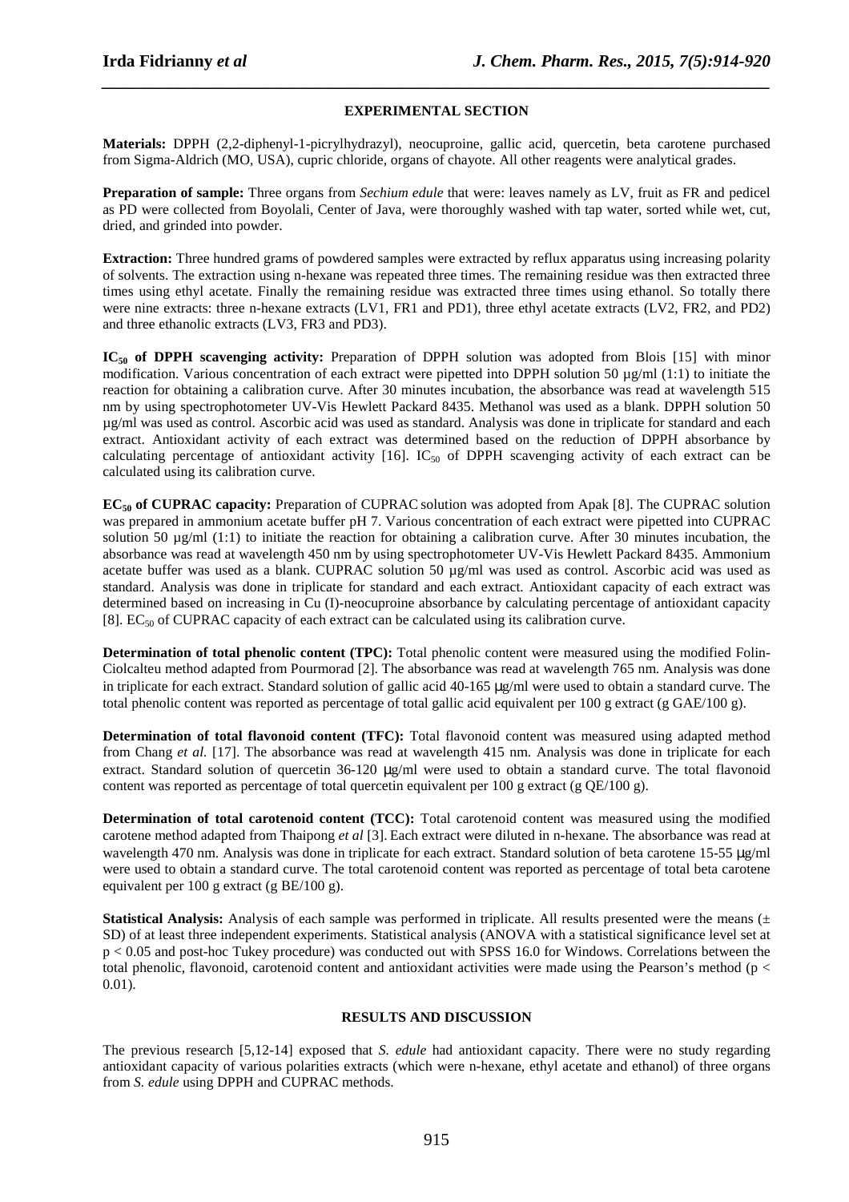## EXPERIMENTAL SECTION

**Materials:** DPPH (2,2-diphenyl-1-picrylhydrazyl), neocuproine, gallic acid, quercetin, beta carotene purchased from Sigma-Aldrich (MO, USA), cupric chloride, organs of chayote. All other reagents were analytical grades.

**Preparation of sample:** Three organs from *Sechium edule* that were: leaves namely as LV, fruit as FR and pedicel as PD were collected from Boyolali, Center of Java, were thoroughly washed with tap water, sorted while wet, cut, dried, and grinded into powder.

**Extraction:** Three hundred grams of powdered samples were extracted by reflux apparatus using increasing polarity of solvents. The extraction using n-hexane was repeated three times. The remaining residue was then extracted three times using ethyl acetate. Finally the remaining residue was extracted three times using ethanol. So totally there were nine extracts: three n-hexane extracts (LV1, FR1 and PD1), three ethyl acetate extracts (LV2, FR2, and PD2) and three ethanolic extracts (LV3, FR3 and PD3).

**$IC_{50}$ of DPPH scavenging activity:** Preparation of DPPH solution was adopted from Blois [15] with minor modification. Various concentration of each extract were pipetted into DPPH solution 50 µg/ml (1:1) to initiate the reaction for obtaining a calibration curve. After 30 minutes incubation, the absorbance was read at wavelength 515 nm by using spectrophotometer UV-Vis Hewlett Packard 8435. Methanol was used as a blank. DPPH solution 50 µg/ml was used as control. Ascorbic acid was used as standard. Analysis was done in triplicate for standard and each extract. Antioxidant activity of each extract was determined based on the reduction of DPPH absorbance by calculating percentage of antioxidant activity [16]. $IC_{50}$ of DPPH scavenging activity of each extract can be calculated using its calibration curve.

**$EC_{50}$ of CUPRAC capacity:** Preparation of CUPRAC solution was adopted from Apak [8]. The CUPRAC solution was prepared in ammonium acetate buffer pH 7. Various concentration of each extract were pipetted into CUPRAC solution 50 µg/ml (1:1) to initiate the reaction for obtaining a calibration curve. After 30 minutes incubation, the absorbance was read at wavelength 450 nm by using spectrophotometer UV-Vis Hewlett Packard 8435. Ammonium acetate buffer was used as a blank. CUPRAC solution 50 µg/ml was used as control. Ascorbic acid was used as standard. Analysis was done in triplicate for standard and each extract. Antioxidant capacity of each extract was determined based on increasing in Cu (I)-neocuproine absorbance by calculating percentage of antioxidant capacity [8]. $EC_{50}$ of CUPRAC capacity of each extract can be calculated using its calibration curve.

**Determination of total phenolic content (TPC):** Total phenolic content were measured using the modified Folin-Ciolcalteu method adapted from Pourmorad [2]. The absorbance was read at wavelength 765 nm. Analysis was done in triplicate for each extract. Standard solution of gallic acid 40-165 µg/ml were used to obtain a standard curve. The total phenolic content was reported as percentage of total gallic acid equivalent per 100 g extract (g GAE/100 g).

**Determination of total flavonoid content (TFC):** Total flavonoid content was measured using adapted method from Chang *et al.* [17]. The absorbance was read at wavelength 415 nm. Analysis was done in triplicate for each extract. Standard solution of quercetin 36-120 µg/ml were used to obtain a standard curve. The total flavonoid content was reported as percentage of total quercetin equivalent per 100 g extract (g QE/100 g).

**Determination of total carotenoid content (TCC):** Total carotenoid content was measured using the modified carotene method adapted from Thaipong *et al* [3]. Each extract were diluted in n-hexane. The absorbance was read at wavelength 470 nm. Analysis was done in triplicate for each extract. Standard solution of beta carotene 15-55 µg/ml were used to obtain a standard curve. The total carotenoid content was reported as percentage of total beta carotene equivalent per 100 g extract (g BE/100 g).

**Statistical Analysis:** Analysis of each sample was performed in triplicate. All results presented were the means (± SD) of at least three independent experiments. Statistical analysis (ANOVA with a statistical significance level set at $p < 0.05$ and post-hoc Tukey procedure) was conducted out with SPSS 16.0 for Windows. Correlations between the total phenolic, flavonoid, carotenoid content and antioxidant activities were made using the Pearson's method ($p < 0.01$).

## RESULTS AND DISCUSSION

The previous research [5,12-14] exposed that *S. edule* had antioxidant capacity. There were no study regarding antioxidant capacity of various polarities extracts (which were n-hexane, ethyl acetate and ethanol) of three organs from *S. edule* using DPPH and CUPRAC methods.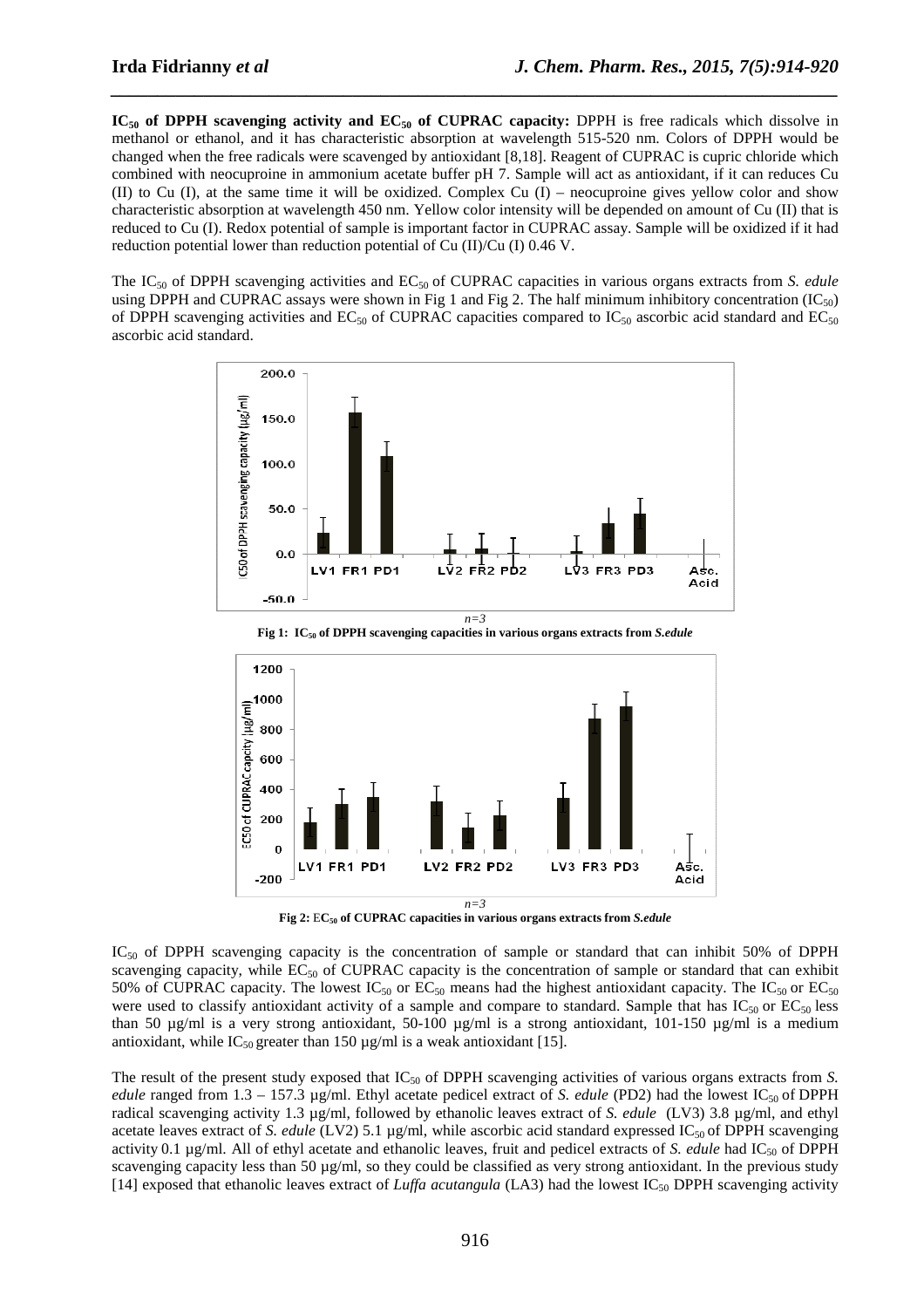**$IC_{50}$ of DPPH scavenging activity and $EC_{50}$ of CUPRAC capacity:** DPPH is free radicals which dissolve in methanol or ethanol, and it has characteristic absorption at wavelength 515-520 nm. Colors of DPPH would be changed when the free radicals were scavenged by antioxidant [8,18]. Reagent of CUPRAC is cupric chloride which combined with neocuproine in ammonium acetate buffer pH 7. Sample will act as antioxidant, if it can reduces Cu (II) to Cu (I), at the same time it will be oxidized. Complex Cu (I) – neocuproine gives yellow color and show characteristic absorption at wavelength 450 nm. Yellow color intensity will be depended on amount of Cu (II) that is reduced to Cu (I). Redox potential of sample is important factor in CUPRAC assay. Sample will be oxidized if it had reduction potential lower than reduction potential of Cu (II)/Cu (I) 0.46 V.

The $IC_{50}$ of DPPH scavenging activities and $EC_{50}$ of CUPRAC capacities in various organs extracts from *S. edule* using DPPH and CUPRAC assays were shown in Fig 1 and Fig 2. The half minimum inhibitory concentration ($IC_{50}$) of DPPH scavenging activities and $EC_{50}$ of CUPRAC capacities compared to $IC_{50}$ ascorbic acid standard and $EC_{50}$ ascorbic acid standard.

*n=3*

**Fig 1: $IC_{50}$ of DPPH scavenging capacities in various organs extracts from *S.edule***

*n=3*

**Fig 2: $EC_{50}$ of CUPRAC capacities in various organs extracts from *S.edule***

$IC_{50}$ of DPPH scavenging capacity is the concentration of sample or standard that can inhibit 50% of DPPH scavenging capacity, while $EC_{50}$ of CUPRAC capacity is the concentration of sample or standard that can exhibit 50% of CUPRAC capacity. The lowest $IC_{50}$ or $EC_{50}$ means had the highest antioxidant capacity. The $IC_{50}$ or $EC_{50}$ were used to classify antioxidant activity of a sample and compare to standard. Sample that has $IC_{50}$ or $EC_{50}$ less than 50 µg/ml is a very strong antioxidant, 50-100 µg/ml is a strong antioxidant, 101-150 µg/ml is a medium antioxidant, while $IC_{50}$ greater than 150 µg/ml is a weak antioxidant [15].

The result of the present study exposed that $IC_{50}$ of DPPH scavenging activities of various organs extracts from *S. edule* ranged from 1.3 – 157.3 µg/ml. Ethyl acetate pedicel extract of *S. edule* (PD2) had the lowest $IC_{50}$ of DPPH radical scavenging activity 1.3 µg/ml, followed by ethanolic leaves extract of *S. edule* (LV3) 3.8 µg/ml, and ethyl acetate leaves extract of *S. edule* (LV2) 5.1 µg/ml, while ascorbic acid standard expressed $IC_{50}$ of DPPH scavenging activity 0.1 µg/ml. All of ethyl acetate and ethanolic leaves, fruit and pedicel extracts of *S. edule* had $IC_{50}$ of DPPH scavenging capacity less than 50 µg/ml, so they could be classified as very strong antioxidant. In the previous study [14] exposed that ethanolic leaves extract of *Luffa acutangula* (LA3) had the lowest $IC_{50}$ DPPH scavenging activity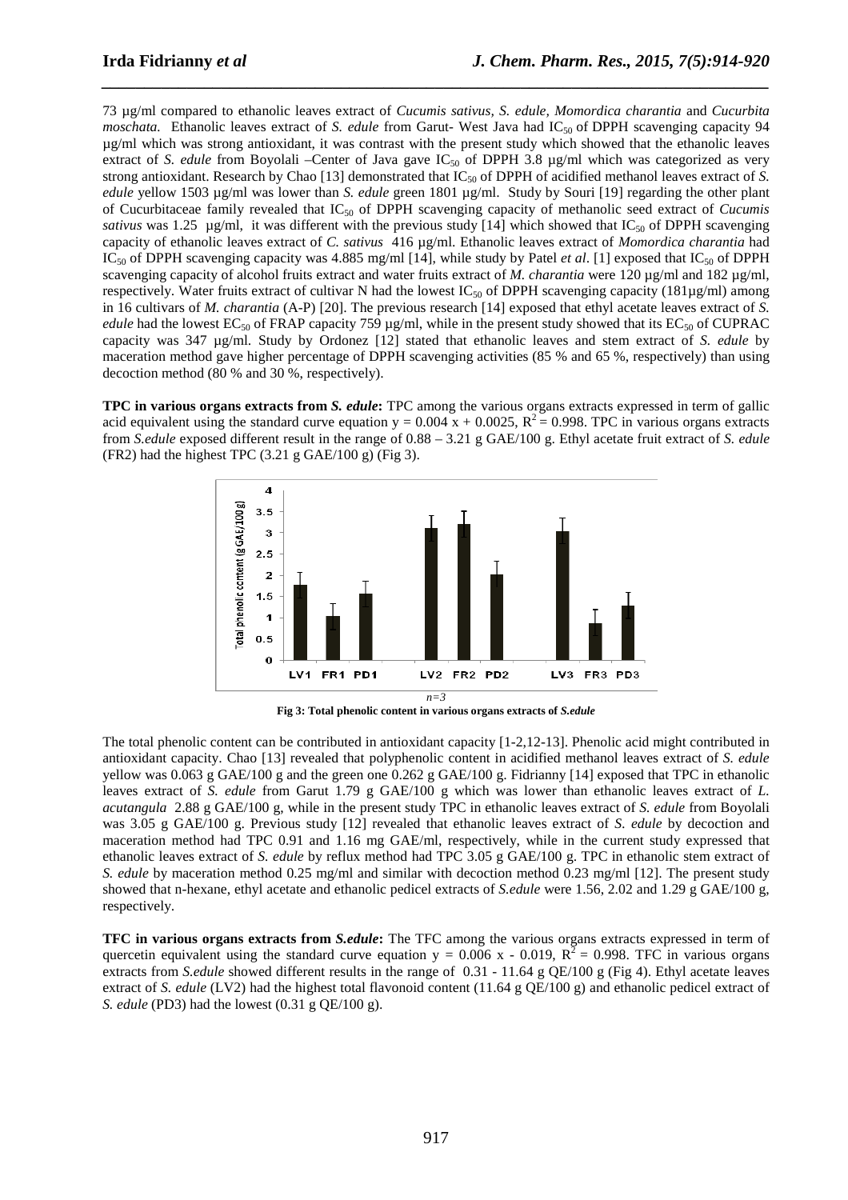73 µg/ml compared to ethanolic leaves extract of *Cucumis sativus, S. edule, Momordica charantia* and *Cucurbita moschata.* Ethanolic leaves extract of *S. edule* from Garut- West Java had $IC_{50}$ of DPPH scavenging capacity 94 µg/ml which was strong antioxidant, it was contrast with the present study which showed that the ethanolic leaves extract of *S. edule* from Boyolali –Center of Java gave $IC_{50}$ of DPPH 3.8 µg/ml which was categorized as very strong antioxidant. Research by Chao [13] demonstrated that $IC_{50}$ of DPPH of acidified methanol leaves extract of *S. edule* yellow 1503 µg/ml was lower than *S. edule* green 1801 µg/ml. Study by Souri [19] regarding the other plant of Cucurbitaceae family revealed that $IC_{50}$ of DPPH scavenging capacity of methanolic seed extract of *Cucumis sativus* was 1.25 µg/ml, it was different with the previous study [14] which showed that $IC_{50}$ of DPPH scavenging capacity of ethanolic leaves extract of *C. sativus* 416 µg/ml. Ethanolic leaves extract of *Momordica charantia* had $IC_{50}$ of DPPH scavenging capacity was 4.885 mg/ml [14], while study by Patel *et al*. [1] exposed that $IC_{50}$ of DPPH scavenging capacity of alcohol fruits extract and water fruits extract of *M. charantia* were 120 µg/ml and 182 µg/ml, respectively. Water fruits extract of cultivar N had the lowest $IC_{50}$ of DPPH scavenging capacity (181µg/ml) among in 16 cultivars of *M. charantia* (A-P) [20]. The previous research [14] exposed that ethyl acetate leaves extract of *S. edule* had the lowest $EC_{50}$ of FRAP capacity 759 µg/ml, while in the present study showed that its $EC_{50}$ of CUPRAC capacity was 347 µg/ml. Study by Ordonez [12] stated that ethanolic leaves and stem extract of *S. edule* by maceration method gave higher percentage of DPPH scavenging activities (85 % and 65 %, respectively) than using decoction method (80 % and 30 %, respectively).

**TPC in various organs extracts from *S. edule*:** TPC among the various organs extracts expressed in term of gallic acid equivalent using the standard curve equation $y = 0.004\,x + 0.0025$, $R^2 = 0.998$. TPC in various organs extracts from *S.edule* exposed different result in the range of 0.88 – 3.21 g GAE/100 g. Ethyl acetate fruit extract of *S. edule* (FR2) had the highest TPC (3.21 g GAE/100 g) (Fig 3).

*n=3*

**Fig 3: Total phenolic content in various organs extracts of *S.edule***

The total phenolic content can be contributed in antioxidant capacity [1-2,12-13]. Phenolic acid might contributed in antioxidant capacity. Chao [13] revealed that polyphenolic content in acidified methanol leaves extract of *S. edule* yellow was 0.063 g GAE/100 g and the green one 0.262 g GAE/100 g. Fidrianny [14] exposed that TPC in ethanolic leaves extract of *S. edule* from Garut 1.79 g GAE/100 g which was lower than ethanolic leaves extract of *L. acutangula* 2.88 g GAE/100 g, while in the present study TPC in ethanolic leaves extract of *S. edule* from Boyolali was 3.05 g GAE/100 g. Previous study [12] revealed that ethanolic leaves extract of *S. edule* by decoction and maceration method had TPC 0.91 and 1.16 mg GAE/ml, respectively, while in the current study expressed that ethanolic leaves extract of *S. edule* by reflux method had TPC 3.05 g GAE/100 g. TPC in ethanolic stem extract of *S. edule* by maceration method 0.25 mg/ml and similar with decoction method 0.23 mg/ml [12]. The present study showed that n-hexane, ethyl acetate and ethanolic pedicel extracts of *S.edule* were 1.56, 2.02 and 1.29 g GAE/100 g, respectively.

**TFC in various organs extracts from *S.edule*:** The TFC among the various organs extracts expressed in term of quercetin equivalent using the standard curve equation $y = 0.006\,x - 0.019$, $R^2 = 0.998$. TFC in various organs extracts from *S.edule* showed different results in the range of 0.31 - 11.64 g QE/100 g (Fig 4). Ethyl acetate leaves extract of *S. edule* (LV2) had the highest total flavonoid content (11.64 g QE/100 g) and ethanolic pedicel extract of *S. edule* (PD3) had the lowest (0.31 g QE/100 g).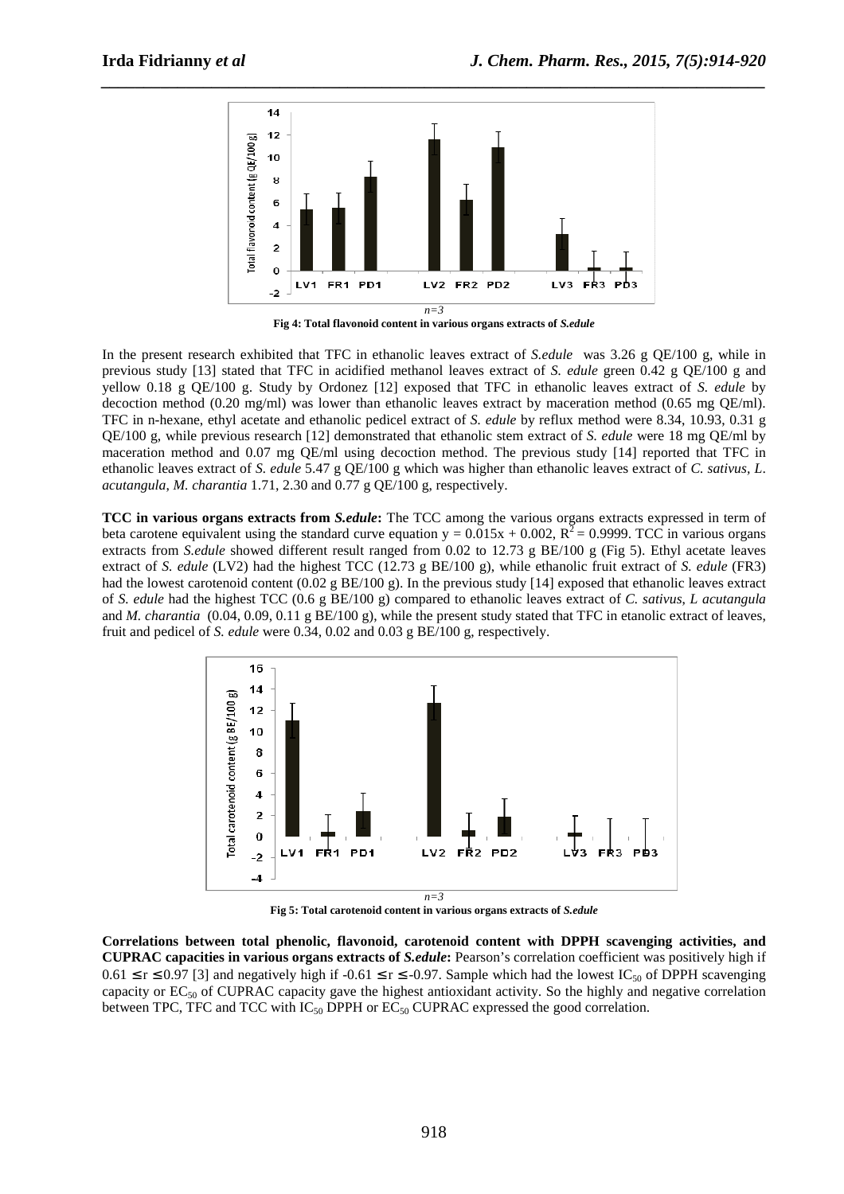*n=3*

**Fig 4: Total flavonoid content in various organs extracts of *S.edule***

In the present research exhibited that TFC in ethanolic leaves extract of *S.edule* was 3.26 g QE/100 g, while in previous study [13] stated that TFC in acidified methanol leaves extract of *S. edule* green 0.42 g QE/100 g and yellow 0.18 g QE/100 g. Study by Ordonez [12] exposed that TFC in ethanolic leaves extract of *S. edule* by decoction method (0.20 mg/ml) was lower than ethanolic leaves extract by maceration method (0.65 mg QE/ml). TFC in n-hexane, ethyl acetate and ethanolic pedicel extract of *S. edule* by reflux method were 8.34, 10.93, 0.31 g QE/100 g, while previous research [12] demonstrated that ethanolic stem extract of *S. edule* were 18 mg QE/ml by maceration method and 0.07 mg QE/ml using decoction method. The previous study [14] reported that TFC in ethanolic leaves extract of *S. edule* 5.47 g QE/100 g which was higher than ethanolic leaves extract of *C. sativus*, *L. acutangula*, *M. charantia* 1.71, 2.30 and 0.77 g QE/100 g, respectively.

**TCC in various organs extracts from *S.edule*:** The TCC among the various organs extracts expressed in term of beta carotene equivalent using the standard curve equation $y = 0.015x + 0.002$, $R^2 = 0.9999$. TCC in various organs extracts from *S.edule* showed different result ranged from 0.02 to 12.73 g BE/100 g (Fig 5). Ethyl acetate leaves extract of *S. edule* (LV2) had the highest TCC (12.73 g BE/100 g), while ethanolic fruit extract of *S. edule* (FR3) had the lowest carotenoid content (0.02 g BE/100 g). In the previous study [14] exposed that ethanolic leaves extract of *S. edule* had the highest TCC (0.6 g BE/100 g) compared to ethanolic leaves extract of *C. sativus*, *L acutangula* and *M. charantia* (0.04, 0.09, 0.11 g BE/100 g), while the present study stated that TFC in etanolic extract of leaves, fruit and pedicel of *S. edule* were 0.34, 0.02 and 0.03 g BE/100 g, respectively.

*n=3*

**Fig 5: Total carotenoid content in various organs extracts of *S.edule***

**Correlations between total phenolic, flavonoid, carotenoid content with DPPH scavenging activities, and CUPRAC capacities in various organs extracts of *S.edule*:** Pearson's correlation coefficient was positively high if $0.61 \leq r \leq 0.97$ [3] and negatively high if $-0.61 \leq r \leq -0.97$. Sample which had the lowest $IC_{50}$ of DPPH scavenging capacity or $EC_{50}$ of CUPRAC capacity gave the highest antioxidant activity. So the highly and negative correlation between TPC, TFC and TCC with $IC_{50}$ DPPH or $EC_{50}$ CUPRAC expressed the good correlation.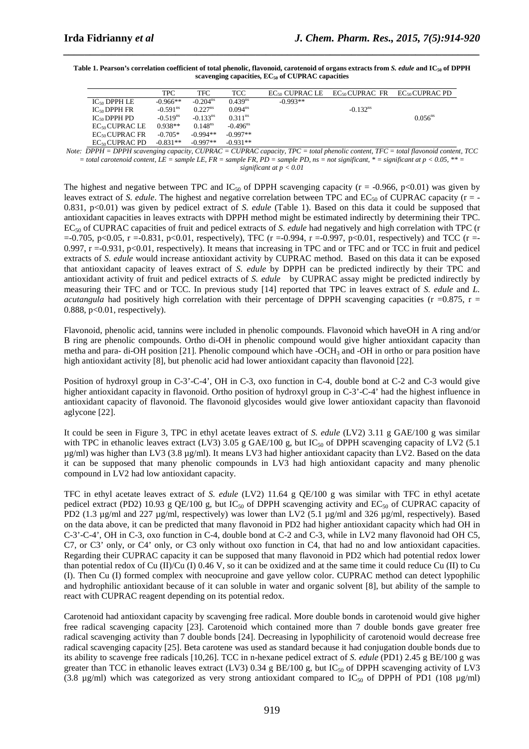**Table 1. Pearson's correlation coefficient of total phenolic, flavonoid, carotenoid of organs extracts from *S. edule* and $IC_{50}$ of DPPH scavenging capacities, $EC_{50}$ of CUPRAC capacities**

| | TPC | TFC | TCC | $EC_{50}$ CUPRAC LE | $EC_{50}$ CUPRAC FR | $EC_{50}$ CUPRAC PD |
|---|---|---|---|---|---|---|
| $IC_{50}$ DPPH LE | -0.966** | $-0.204^{ns}$ | $0.439^{ns}$ | -0.993** | | |
| $IC_{50}$ DPPH FR | $-0.591^{ns}$ | $0.227^{ns}$ | $0.094^{ns}$ | | $-0.132^{ns}$ | |
| $IC_{50}$ DPPH PD | $-0.519^{ns}$ | $-0.133^{ns}$ | $0.311^{ns}$ | | | $0.056^{ns}$ |
| $EC_{50}$ CUPRAC LE | 0.938** | $0.148^{ns}$ | $-0.496^{ns}$ | | | |
| $EC_{50}$ CUPRAC FR | -0.705* | -0.994** | -0.997** | | | |
| $EC_{50}$ CUPRAC PD | -0.831** | -0.997** | -0.931** | | | |

*Note: DPPH = DPPH scavenging capacity, CUPRAC = CUPRAC capacity, TPC = total phenolic content, TFC = total flavonoid content, TCC = total carotenoid content, LE = sample LE, FR = sample FR, PD = sample PD, ns = not significant, * = significant at $p < 0.05$, ** = significant at $p < 0.01$*

The highest and negative between TPC and $IC_{50}$ of DPPH scavenging capacity ($r = -0.966$, $p<0.01$) was given by leaves extract of *S. edule*. The highest and negative correlation between TPC and $EC_{50}$ of CUPRAC capacity ($r = -0.831$, $p<0.01$) was given by pedicel extract of *S. edule* (Table 1). Based on this data it could be supposed that antioxidant capacities in leaves extracts with DPPH method might be estimated indirectly by determining their TPC. $EC_{50}$ of CUPRAC capacities of fruit and pedicel extracts of *S. edule* had negatively and high correlation with TPC ($r = -0.705$, $p<0.05$, $r = -0.831$, $p<0.01$, respectively), TFC ($r = -0.994$, $r = -0.997$, $p<0.01$, respectively) and TCC ($r = -0.997$, $r = -0.931$, $p<0.01$, respectively). It means that increasing in TPC and or TFC and or TCC in fruit and pedicel extracts of *S. edule* would increase antioxidant activity by CUPRAC method. Based on this data it can be exposed that antioxidant capacity of leaves extract of *S. edule* by DPPH can be predicted indirectly by their TPC and antioxidant activity of fruit and pedicel extracts of *S. edule* by CUPRAC assay might be predicted indirectly by measuring their TFC and or TCC. In previous study [14] reported that TPC in leaves extract of *S. edule* and *L. acutangula* had positively high correlation with their percentage of DPPH scavenging capacities ($r = 0.875$, $r = 0.888$, $p<0.01$, respectively).

Flavonoid, phenolic acid, tannins were included in phenolic compounds. Flavonoid which haveOH in A ring and/or B ring are phenolic compounds. Ortho di-OH in phenolic compound would give higher antioxidant capacity than metha and para- di-OH position [21]. Phenolic compound which have $-OCH_3$ and -OH in ortho or para position have high antioxidant activity [8], but phenolic acid had lower antioxidant capacity than flavonoid [22].

Position of hydroxyl group in C-3'-C-4', OH in C-3, oxo function in C-4, double bond at C-2 and C-3 would give higher antioxidant capacity in flavonoid. Ortho position of hydroxyl group in C-3'-C-4' had the highest influence in antioxidant capacity of flavonoid. The flavonoid glycosides would give lower antioxidant capacity than flavonoid aglycone [22].

It could be seen in Figure 3, TPC in ethyl acetate leaves extract of *S. edule* (LV2) 3.11 g GAE/100 g was similar with TPC in ethanolic leaves extract (LV3) 3.05 g GAE/100 g, but $IC_{50}$ of DPPH scavenging capacity of LV2 (5.1 µg/ml) was higher than LV3 (3.8 µg/ml). It means LV3 had higher antioxidant capacity than LV2. Based on the data it can be supposed that many phenolic compounds in LV3 had high antioxidant capacity and many phenolic compound in LV2 had low antioxidant capacity.

TFC in ethyl acetate leaves extract of *S. edule* (LV2) 11.64 g QE/100 g was similar with TFC in ethyl acetate pedicel extract (PD2) 10.93 g QE/100 g, but $IC_{50}$ of DPPH scavenging activity and $EC_{50}$ of CUPRAC capacity of PD2 (1.3 µg/ml and 227 µg/ml, respectively) was lower than LV2 (5.1 µg/ml and 326 µg/ml, respectively). Based on the data above, it can be predicted that many flavonoid in PD2 had higher antioxidant capacity which had OH in C-3'-C-4', OH in C-3, oxo function in C-4, double bond at C-2 and C-3, while in LV2 many flavonoid had OH C5, C7, or C3' only, or C4' only, or C3 only without oxo function in C4, that had no and low antioxidant capacities. Regarding their CUPRAC capacity it can be supposed that many flavonoid in PD2 which had potential redox lower than potential redox of Cu (II)/Cu (I) 0.46 V, so it can be oxidized and at the same time it could reduce Cu (II) to Cu (I). Then Cu (I) formed complex with neocuproine and gave yellow color. CUPRAC method can detect lypophilic and hydrophilic antioxidant because of it can soluble in water and organic solvent [8], but ability of the sample to react with CUPRAC reagent depending on its potential redox.

Carotenoid had antioxidant capacity by scavenging free radical. More double bonds in carotenoid would give higher free radical scavenging capacity [23]. Carotenoid which contained more than 7 double bonds gave greater free radical scavenging activity than 7 double bonds [24]. Decreasing in lypophilicity of carotenoid would decrease free radical scavenging capacity [25]. Beta carotene was used as standard because it had conjugation double bonds due to its ability to scavenge free radicals [10,26]. TCC in n-hexane pedicel extract of *S. edule* (PD1) 2.45 g BE/100 g was greater than TCC in ethanolic leaves extract (LV3) 0.34 g BE/100 g, but $IC_{50}$ of DPPH scavenging activity of LV3 (3.8 µg/ml) which was categorized as very strong antioxidant compared to $IC_{50}$ of DPPH of PD1 (108 µg/ml)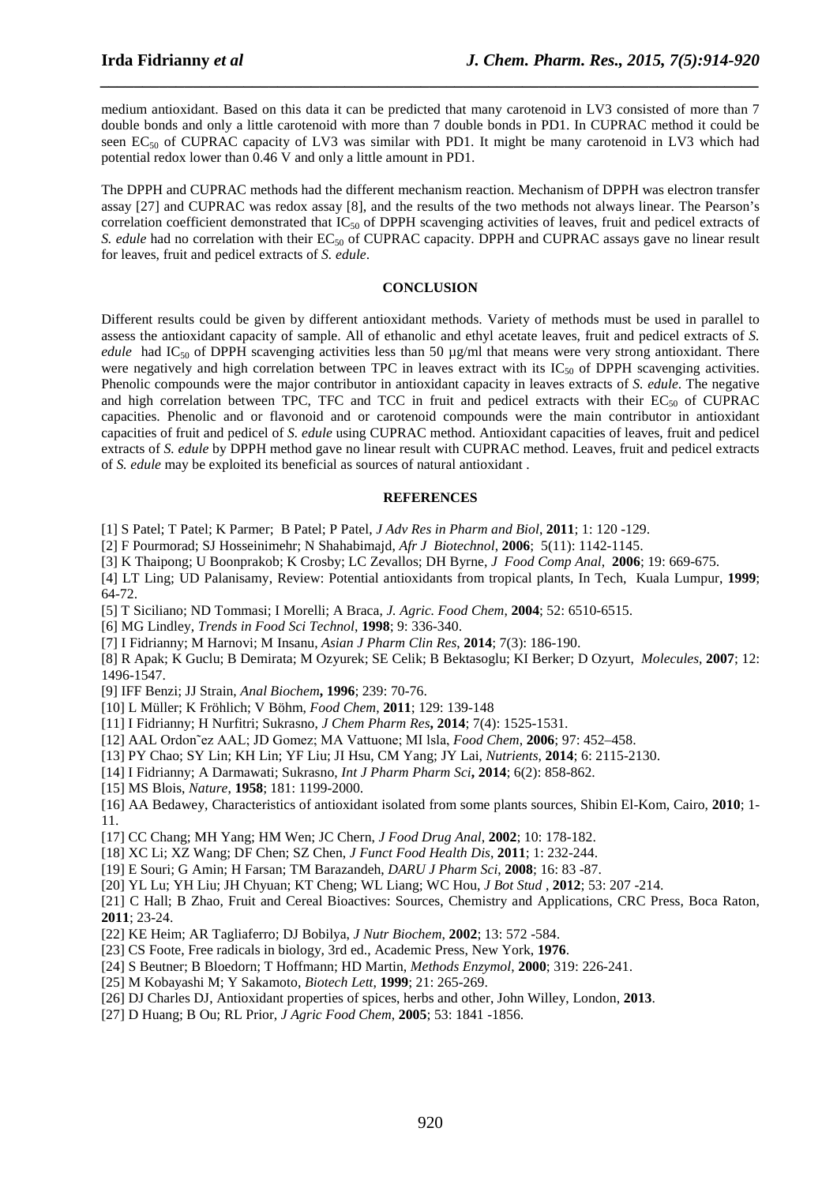medium antioxidant. Based on this data it can be predicted that many carotenoid in LV3 consisted of more than 7 double bonds and only a little carotenoid with more than 7 double bonds in PD1. In CUPRAC method it could be seen $EC_{50}$ of CUPRAC capacity of LV3 was similar with PD1. It might be many carotenoid in LV3 which had potential redox lower than 0.46 V and only a little amount in PD1.

The DPPH and CUPRAC methods had the different mechanism reaction. Mechanism of DPPH was electron transfer assay [27] and CUPRAC was redox assay [8], and the results of the two methods not always linear. The Pearson's correlation coefficient demonstrated that $IC_{50}$ of DPPH scavenging activities of leaves, fruit and pedicel extracts of *S. edule* had no correlation with their $EC_{50}$ of CUPRAC capacity. DPPH and CUPRAC assays gave no linear result for leaves, fruit and pedicel extracts of *S. edule*.

## CONCLUSION

Different results could be given by different antioxidant methods. Variety of methods must be used in parallel to assess the antioxidant capacity of sample. All of ethanolic and ethyl acetate leaves, fruit and pedicel extracts of *S. edule* had $IC_{50}$ of DPPH scavenging activities less than 50 µg/ml that means were very strong antioxidant. There were negatively and high correlation between TPC in leaves extract with its $IC_{50}$ of DPPH scavenging activities. Phenolic compounds were the major contributor in antioxidant capacity in leaves extracts of *S. edule*. The negative and high correlation between TPC, TFC and TCC in fruit and pedicel extracts with their $EC_{50}$ of CUPRAC capacities. Phenolic and or flavonoid and or carotenoid compounds were the main contributor in antioxidant capacities of fruit and pedicel of *S. edule* using CUPRAC method. Antioxidant capacities of leaves, fruit and pedicel extracts of *S. edule* by DPPH method gave no linear result with CUPRAC method. Leaves, fruit and pedicel extracts of *S. edule* may be exploited its beneficial as sources of natural antioxidant .

## REFERENCES

[1] S Patel; T Patel; K Parmer; B Patel; P Patel, *J Adv Res in Pharm and Biol*, **2011**; 1: 120 -129.

[2] F Pourmorad; SJ Hosseinimehr; N Shahabimajd, *Afr J Biotechnol*, **2006**; 5(11): 1142-1145.

[3] K Thaipong; U Boonprakob; K Crosby; LC Zevallos; DH Byrne, *J Food Comp Anal*, **2006**; 19: 669-675.

[4] LT Ling; UD Palanisamy, Review: Potential antioxidants from tropical plants, In Tech, Kuala Lumpur, **1999**; 64-72.

[5] T Siciliano; ND Tommasi; I Morelli; A Braca, *J. Agric. Food Chem*, **2004**; 52: 6510-6515.

[6] MG Lindley, *Trends in Food Sci Technol*, **1998**; 9: 336-340.

[7] I Fidrianny; M Harnovi; M Insanu, *Asian J Pharm Clin Res*, **2014**; 7(3): 186-190.

[8] R Apak; K Guclu; B Demirata; M Ozyurek; SE Celik; B Bektasoglu; KI Berker; D Ozyurt, *Molecules*, **2007**; 12: 1496-1547.

[9] IFF Benzi; JJ Strain, *Anal Biochem***, 1996**; 239: 70-76.

[10] L Müller; K Fröhlich; V Böhm, *Food Chem*, **2011**; 129: 139-148

[11] I Fidrianny; H Nurfitri; Sukrasno, *J Chem Pharm Res***, 2014**; 7(4): 1525-1531.

[12] AAL Ordon˜ez AAL; JD Gomez; MA Vattuone; MI lsla, *Food Chem*, **2006**; 97: 452–458.

[13] PY Chao; SY Lin; KH Lin; YF Liu; JI Hsu, CM Yang; JY Lai, *Nutrients*, **2014**; 6: 2115-2130.

[14] I Fidrianny; A Darmawati; Sukrasno, *Int J Pharm Pharm Sci***, 2014**; 6(2): 858-862.

[15] MS Blois, *Nature*, **1958**; 181: 1199-2000.

[16] AA Bedawey, Characteristics of antioxidant isolated from some plants sources, Shibin El-Kom, Cairo, **2010**; 1-11.

[17] CC Chang; MH Yang; HM Wen; JC Chern, *J Food Drug Anal*, **2002**; 10: 178-182.

[18] XC Li; XZ Wang; DF Chen; SZ Chen, *J Funct Food Health Dis*, **2011**; 1: 232-244.

[19] E Souri; G Amin; H Farsan; TM Barazandeh, *DARU J Pharm Sci*, **2008**; 16: 83 -87.

[20] YL Lu; YH Liu; JH Chyuan; KT Cheng; WL Liang; WC Hou, *J Bot Stud* , **2012**; 53: 207 -214.

[21] C Hall; B Zhao, Fruit and Cereal Bioactives: Sources, Chemistry and Applications, CRC Press, Boca Raton, **2011**; 23-24.

[22] KE Heim; AR Tagliaferro; DJ Bobilya, *J Nutr Biochem*, **2002**; 13: 572 -584.

[23] CS Foote, Free radicals in biology, 3rd ed., Academic Press, New York, **1976**.

[24] S Beutner; B Bloedorn; T Hoffmann; HD Martin, *Methods Enzymol*, **2000**; 319: 226-241.

[25] M Kobayashi M; Y Sakamoto, *Biotech Lett*, **1999**; 21: 265-269.

[26] DJ Charles DJ, Antioxidant properties of spices, herbs and other, John Willey, London, **2013**.

[27] D Huang; B Ou; RL Prior, *J Agric Food Chem*, **2005**; 53: 1841 -1856.